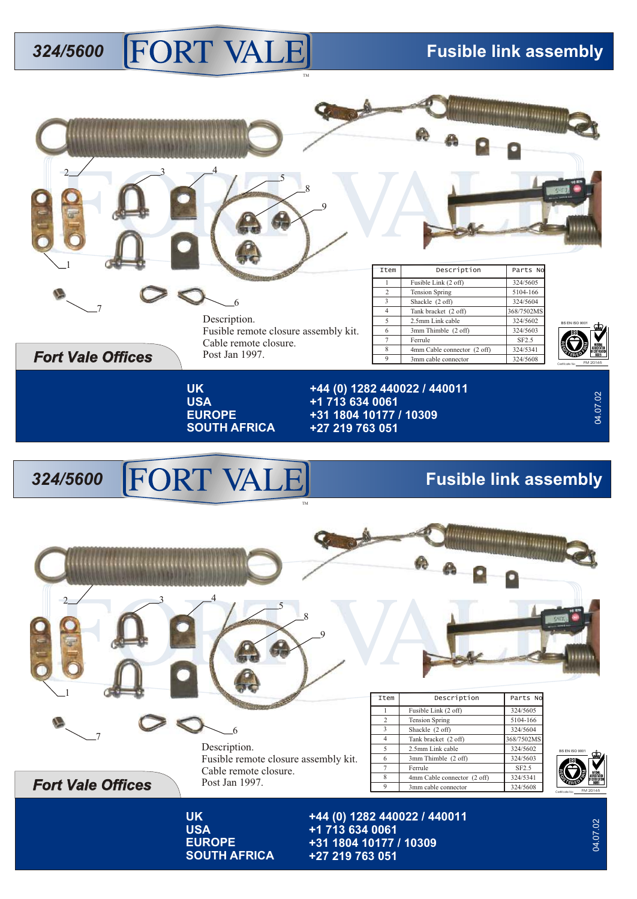# 324/5600 FORT VALE

## Fusible link assembly

| Item | Description | Parts No |
|---|---|---|
| 1 | Fusible Link (2 off) | 324/5605 |
| 2 | Tension Spring | 5104-166 |
| 3 | Shackle (2 off) | 324/5604 |
| 4 | Tank bracket (2 off) | 368/7502MS |
| 5 | 2.5mm Link cable | 324/5602 |
| 6 | 3mm Thimble (2 off) | 324/5603 |
| 7 | Ferrule | SF2.5 |
| 8 | 4mm Cable connector (2 off) | 324/5341 |
| 9 | 3mm cable connector | 324/5608 |

Description.
Fusible remote closure assembly kit.
Cable remote closure.
Post Jan 1997.

BS EN ISO 9001
Certificate No FM 20165

### Fort Vale Offices

| | |
|---|---|
| UK | +44 (0) 1282 440022 / 440011 |
| USA | +1 713 634 0061 |
| EUROPE | +31 1804 10177 / 10309 |
| SOUTH AFRICA | +27 219 763 051 |

04.07.02

# 324/5600 FORT VALE

## Fusible link assembly

| Item | Description | Parts No |
|---|---|---|
| 1 | Fusible Link (2 off) | 324/5605 |
| 2 | Tension Spring | 5104-166 |
| 3 | Shackle (2 off) | 324/5604 |
| 4 | Tank bracket (2 off) | 368/7502MS |
| 5 | 2.5mm Link cable | 324/5602 |
| 6 | 3mm Thimble (2 off) | 324/5603 |
| 7 | Ferrule | SF2.5 |
| 8 | 4mm Cable connector (2 off) | 324/5341 |
| 9 | 3mm cable connector | 324/5608 |

Description.
Fusible remote closure assembly kit.
Cable remote closure.
Post Jan 1997.

BS EN ISO 9001
Certificate No FM 20165

### Fort Vale Offices

| | |
|---|---|
| UK | +44 (0) 1282 440022 / 440011 |
| USA | +1 713 634 0061 |
| EUROPE | +31 1804 10177 / 10309 |
| SOUTH AFRICA | +27 219 763 051 |

04.07.02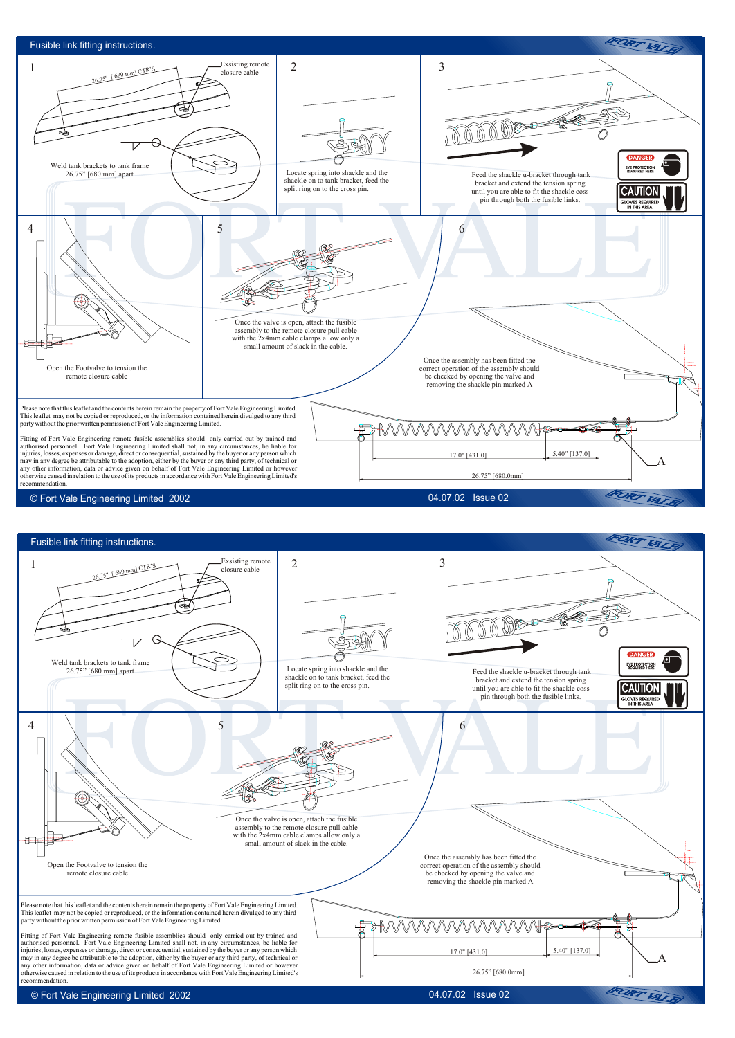# Fusible link fitting instructions.

**1**

26.75" [680 mm] CTR'S

Exsisting remote closure cable

Weld tank brackets to tank frame 26.75" [680 mm] apart

**2**

Locate spring into shackle and the shackle on to tank bracket, feed the split ring on to the cross pin.

**3**

Feed the shackle u-bracket through tank bracket and extend the tension spring until you are able to fit the shackle coss pin through both the fusible links.

DANGER — EYE PROTECTION REQUIRED HERE

CAUTION — GLOVES REQUIRED IN THIS AREA

**4**

Open the Footvalve to tension the remote closure cable

**5**

Once the valve is open, attach the fusible assembly to the remote closure pull cable with the 2x4mm cable clamps allow only a small amount of slack in the cable.

**6**

Once the assembly has been fitted the correct operation of the assembly should be checked by opening the valve and removing the shackle pin marked A

17.0" [431.0]

5.40" [137.0]

26.75" [680.0mm]

A

Please note that this leaflet and the contents herein remain the property of Fort Vale Engineering Limited. This leaflet may not be copied or reproduced, or the information contained herein divulged to any third party without the prior written permission of Fort Vale Engineering Limited.

Fitting of Fort Vale Engineering remote fusible assemblies should only carried out by trained and authorised personnel. Fort Vale Engineering Limited shall not, in any circumstances, be liable for injuries, losses, expenses or damage, direct or consequential, sustained by the buyer or any person which may in any degree be attributable to the adoption, either by the buyer or any third party, of technical or any other information, data or advice given on behalf of Fort Vale Engineering Limited or however otherwise caused in relation to the use of its products in accordance with Fort Vale Engineering Limited's recommendation.

© Fort Vale Engineering Limited 2002

04.07.02 Issue 02